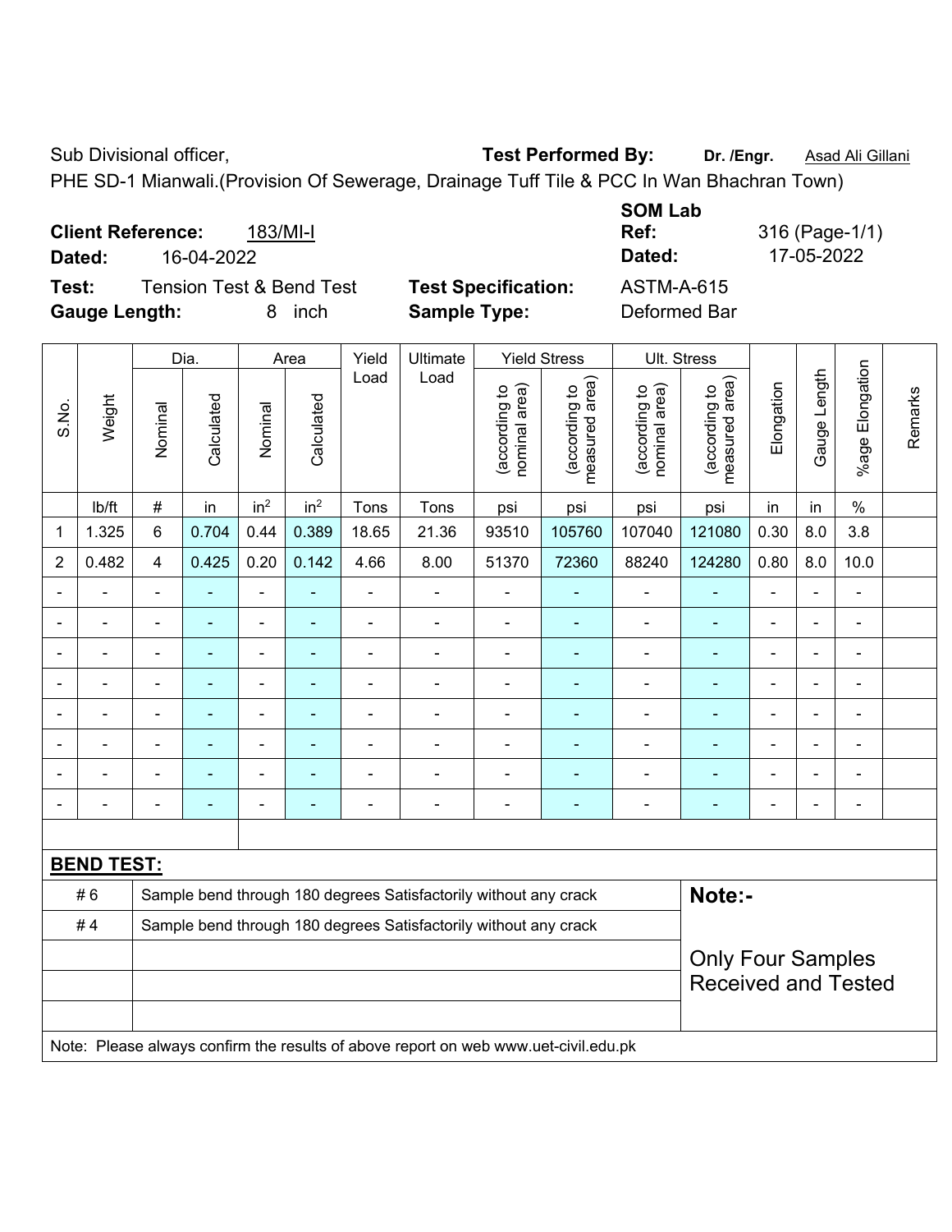Sub Divisional officer, **Test Performed By:** **Dr. /Engr.** Asad Ali Gillani

PHE SD-1 Mianwali.(Provision Of Sewerage, Drainage Tuff Tile & PCC In Wan Bhachran Town)

**Client Reference:** 183/MI-I

**Dated:** 16-04-2022

**SOM Lab Ref:** 316 (Page-1/1)

**Dated:** 17-05-2022

**Test:** Tension Test & Bend Test

**Test Specification:** ASTM-A-615

**Gauge Length:** 8 inch

**Sample Type:** Deformed Bar

| S.No. | Weight | Dia. | | Area | | Yield Load | Ultimate Load | Yield Stress | | Ult. Stress | | Elongation | Gauge Length | %age Elongation | Remarks |
|---|---|---|---|---|---|---|---|---|---|---|---|---|---|---|---|
| | | Nominal | Calculated | Nominal | Calculated | | | (according to nominal area) | (according to measured area) | (according to nominal area) | (according to measured area) | | | | |
| | lb/ft | # | in | in² | in² | Tons | Tons | psi | psi | psi | psi | in | in | % | |
| 1 | 1.325 | 6 | 0.704 | 0.44 | 0.389 | 18.65 | 21.36 | 93510 | 105760 | 107040 | 121080 | 0.30 | 8.0 | 3.8 | |
| 2 | 0.482 | 4 | 0.425 | 0.20 | 0.142 | 4.66 | 8.00 | 51370 | 72360 | 88240 | 124280 | 0.80 | 8.0 | 10.0 | |
| - | - | - | - | - | - | - | - | - | - | - | - | - | - | - | |
| - | - | - | - | - | - | - | - | - | - | - | - | - | - | - | |
| - | - | - | - | - | - | - | - | - | - | - | - | - | - | - | |
| - | - | - | - | - | - | - | - | - | - | - | - | - | - | - | |
| - | - | - | - | - | - | - | - | - | - | - | - | - | - | - | |
| - | - | - | - | - | - | - | - | - | - | - | - | - | - | - | |
| - | - | - | - | - | - | - | - | - | - | - | - | - | - | - | |
| - | - | - | - | - | - | - | - | - | - | - | - | - | - | - | |

**BEND TEST:**

| | | |
|---|---|---|
| # 6 | Sample bend through 180 degrees Satisfactorily without any crack | **Note:-** |
| # 4 | Sample bend through 180 degrees Satisfactorily without any crack | Only Four Samples Received and Tested |

Note: Please always confirm the results of above report on web www.uet-civil.edu.pk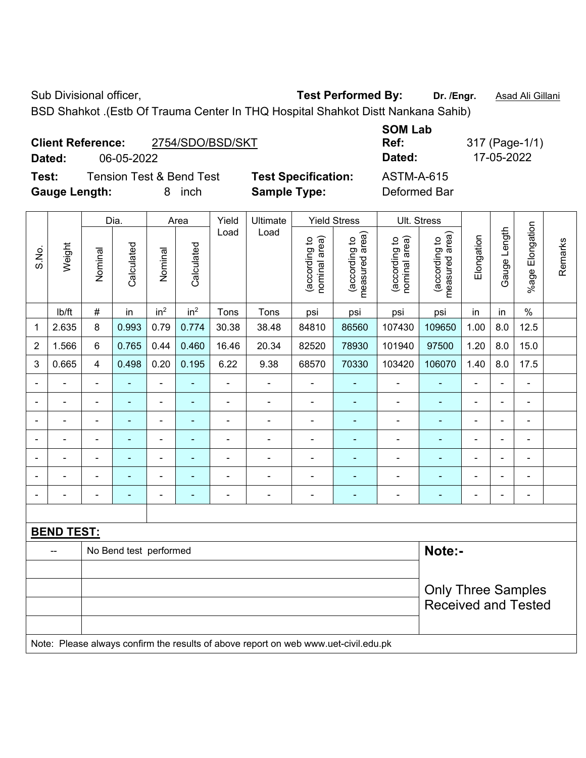Sub Divisional officer, **Test Performed By:** **Dr. /Engr.** Asad Ali Gillani

BSD Shahkot .(Estb Of Trauma Center In THQ Hospital Shahkot Distt Nankana Sahib)

**Client Reference:** 2754/SDO/BSD/SKT **SOM Lab Ref:** 317 (Page-1/1)

**Dated:** 06-05-2022 **Dated:** 17-05-2022

**Test:** Tension Test & Bend Test **Test Specification:** ASTM-A-615

**Gauge Length:** 8 inch **Sample Type:** Deformed Bar

| S.No. | Weight | Dia. | | Area | | Yield Load | Ultimate Load | Yield Stress | | Ult. Stress | | Elongation | Gauge Length | %age Elongation | Remarks |
|---|---|---|---|---|---|---|---|---|---|---|---|---|---|---|---|
| | | Nominal | Calculated | Nominal | Calculated | | | (according to nominal area) | (according to measured area) | (according to nominal area) | (according to measured area) | | | | |
| | lb/ft | # | in | $in^2$ | $in^2$ | Tons | Tons | psi | psi | psi | psi | in | in | % | |
| 1 | 2.635 | 8 | 0.993 | 0.79 | 0.774 | 30.38 | 38.48 | 84810 | 86560 | 107430 | 109650 | 1.00 | 8.0 | 12.5 | |
| 2 | 1.566 | 6 | 0.765 | 0.44 | 0.460 | 16.46 | 20.34 | 82520 | 78930 | 101940 | 97500 | 1.20 | 8.0 | 15.0 | |
| 3 | 0.665 | 4 | 0.498 | 0.20 | 0.195 | 6.22 | 9.38 | 68570 | 70330 | 103420 | 106070 | 1.40 | 8.0 | 17.5 | |
| - | - | - | - | - | - | - | - | - | - | - | - | - | - | - | |
| - | - | - | - | - | - | - | - | - | - | - | - | - | - | - | |
| - | - | - | - | - | - | - | - | - | - | - | - | - | - | - | |
| - | - | - | - | - | - | - | - | - | - | - | - | - | - | - | |
| - | - | - | - | - | - | - | - | - | - | - | - | - | - | - | |
| - | - | - | - | - | - | - | - | - | - | - | - | - | - | - | |
| - | - | - | - | - | - | - | - | - | - | - | - | - | - | - | |

**BEND TEST:**

| -- | No Bend test performed |
|---|---|

**Note:-**

Only Three Samples Received and Tested

Note: Please always confirm the results of above report on web www.uet-civil.edu.pk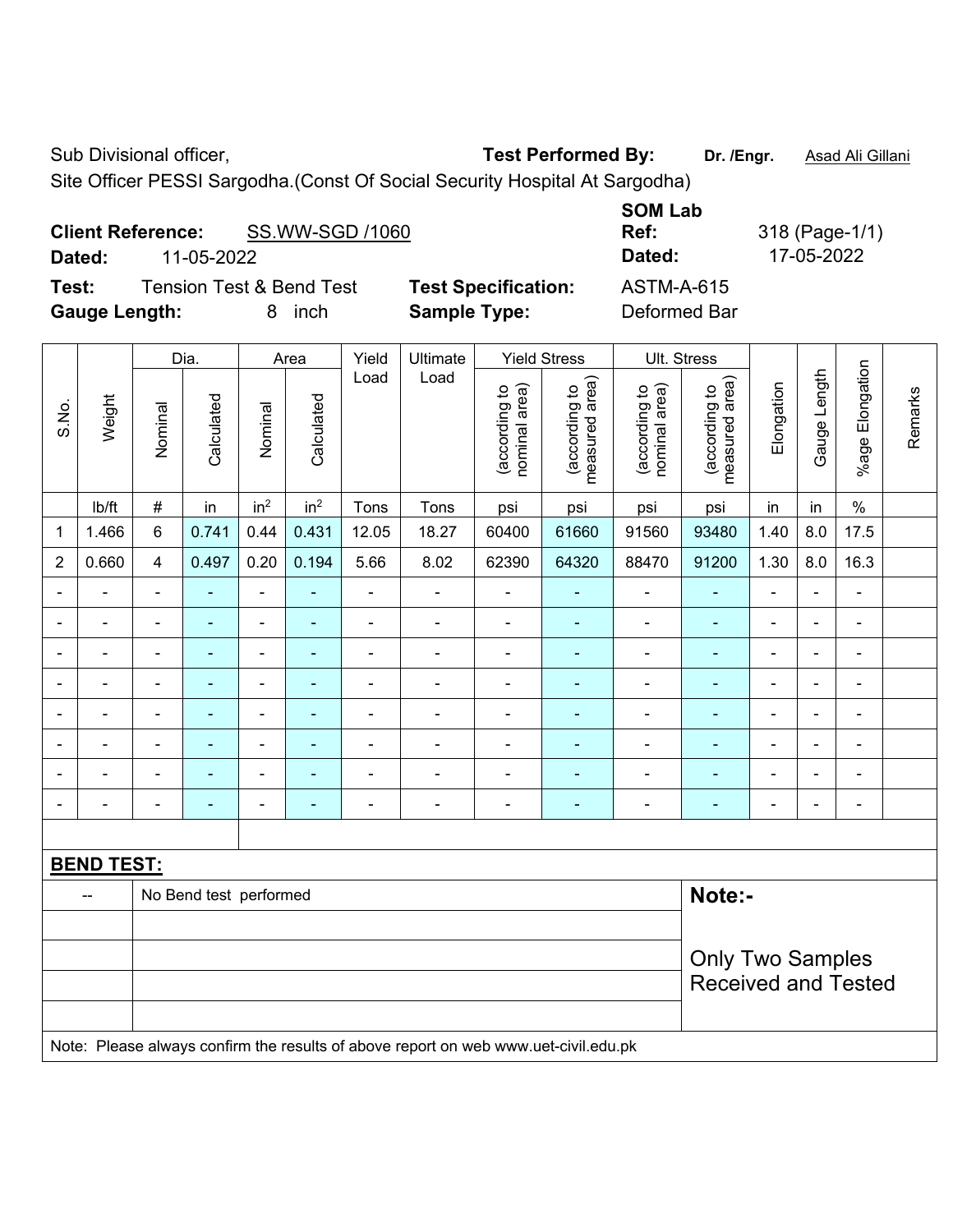Sub Divisional officer,

Site Officer PESSI Sargodha.(Const Of Social Security Hospital At Sargodha)

**Test Performed By:** **Dr. /Engr.** Asad Ali Gillani

**Client Reference:** SS.WW-SGD /1060

**Dated:** 11-05-2022

**SOM Lab Ref:** 318 (Page-1/1)

**Dated:** 17-05-2022

**Test:** Tension Test & Bend Test

**Test Specification:** ASTM-A-615

**Gauge Length:** 8 inch

**Sample Type:** Deformed Bar

| S.No. | Weight | Dia. | | Area | | Yield Load | Ultimate Load | Yield Stress | | Ult. Stress | | Elongation | Gauge Length | %age Elongation | Remarks |
|---|---|---|---|---|---|---|---|---|---|---|---|---|---|---|---|
| | | Nominal | Calculated | Nominal | Calculated | | | (according to nominal area) | (according to measured area) | (according to nominal area) | (according to measured area) | | | | |
| | lb/ft | # | in | in$^2$ | in$^2$ | Tons | Tons | psi | psi | psi | psi | in | in | % | |
| 1 | 1.466 | 6 | 0.741 | 0.44 | 0.431 | 12.05 | 18.27 | 60400 | 61660 | 91560 | 93480 | 1.40 | 8.0 | 17.5 | |
| 2 | 0.660 | 4 | 0.497 | 0.20 | 0.194 | 5.66 | 8.02 | 62390 | 64320 | 88470 | 91200 | 1.30 | 8.0 | 16.3 | |
| - | - | - | - | - | - | - | - | - | - | - | - | - | - | - | |
| - | - | - | - | - | - | - | - | - | - | - | - | - | - | - | |
| - | - | - | - | - | - | - | - | - | - | - | - | - | - | - | |
| - | - | - | - | - | - | - | - | - | - | - | - | - | - | - | |
| - | - | - | - | - | - | - | - | - | - | - | - | - | - | - | |
| - | - | - | - | - | - | - | - | - | - | - | - | - | - | - | |
| - | - | - | - | - | - | - | - | - | - | - | - | - | - | - | |
| - | - | - | - | - | - | - | - | - | - | - | - | - | - | - | |

**BEND TEST:**

| -- | No Bend test performed |
|---|---|

**Note:-**

Only Two Samples Received and Tested

Note: Please always confirm the results of above report on web www.uet-civil.edu.pk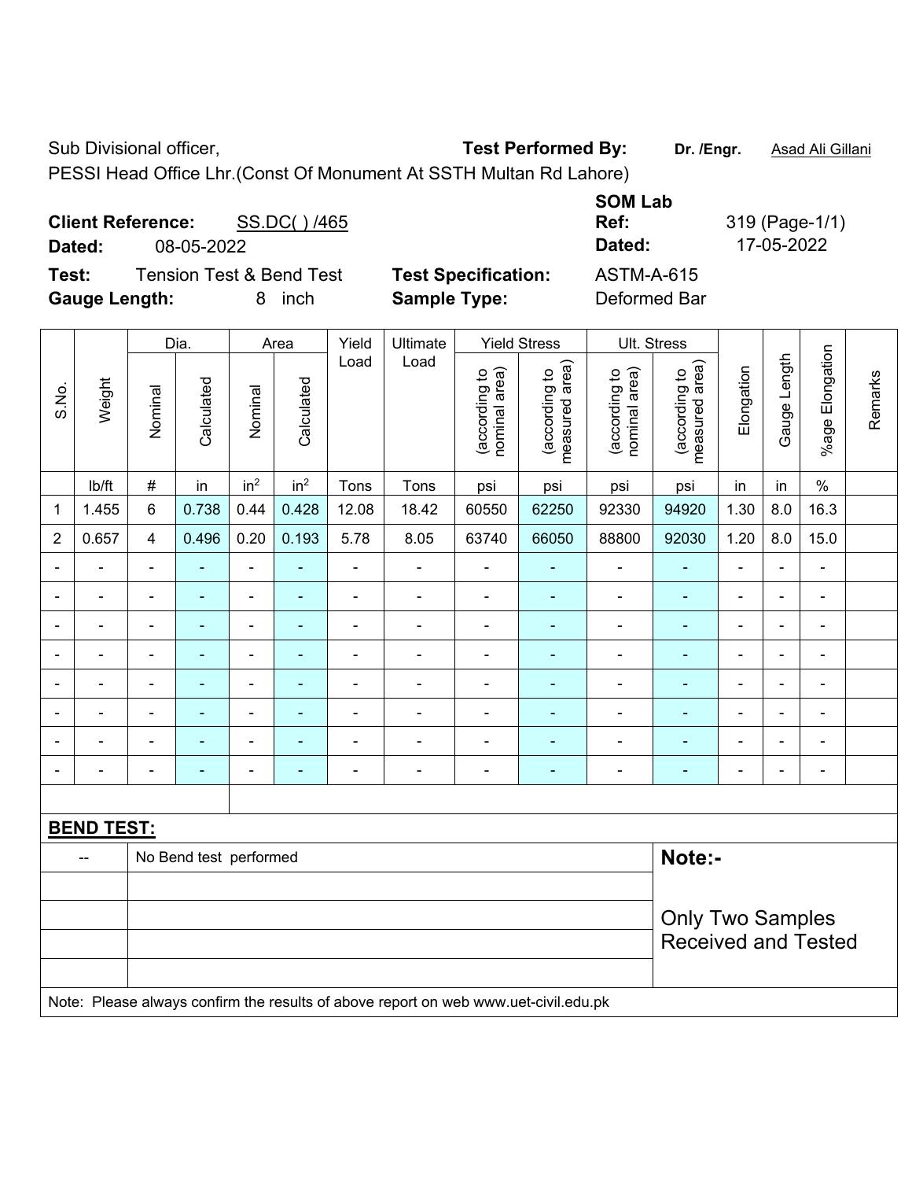Sub Divisional officer,

PESSI Head Office Lhr.(Const Of Monument At SSTH Multan Rd Lahore)

**Test Performed By:** **Dr. /Engr.** Asad Ali Gillani

**Client Reference:** SS.DC( ) /465

**Dated:** 08-05-2022

**SOM Lab Ref:** 319 (Page-1/1)

**Dated:** 17-05-2022

**Test:** Tension Test & Bend Test

**Test Specification:** ASTM-A-615

**Gauge Length:** 8 inch

**Sample Type:** Deformed Bar

| S.No. | Weight | Dia. | | Area | | Yield Load | Ultimate Load | Yield Stress | | Ult. Stress | | Elongation | Gauge Length | %age Elongation | Remarks |
|---|---|---|---|---|---|---|---|---|---|---|---|---|---|---|---|
| | | Nominal | Calculated | Nominal | Calculated | | | (according to nominal area) | (according to measured area) | (according to nominal area) | (according to measured area) | | | | |
| | lb/ft | # | in | in$^2$ | in$^2$ | Tons | Tons | psi | psi | psi | psi | in | in | % | |
| 1 | 1.455 | 6 | 0.738 | 0.44 | 0.428 | 12.08 | 18.42 | 60550 | 62250 | 92330 | 94920 | 1.30 | 8.0 | 16.3 | |
| 2 | 0.657 | 4 | 0.496 | 0.20 | 0.193 | 5.78 | 8.05 | 63740 | 66050 | 88800 | 92030 | 1.20 | 8.0 | 15.0 | |
| - | - | - | - | - | - | - | - | - | - | - | - | - | - | - | |
| - | - | - | - | - | - | - | - | - | - | - | - | - | - | - | |
| - | - | - | - | - | - | - | - | - | - | - | - | - | - | - | |
| - | - | - | - | - | - | - | - | - | - | - | - | - | - | - | |
| - | - | - | - | - | - | - | - | - | - | - | - | - | - | - | |
| - | - | - | - | - | - | - | - | - | - | - | - | - | - | - | |
| - | - | - | - | - | - | - | - | - | - | - | - | - | - | - | |
| - | - | - | - | - | - | - | - | - | - | - | - | - | - | - | |

**BEND TEST:**

| | | |
|---|---|---|
| -- | No Bend test performed | **Note:-** |
| | | Only Two Samples Received and Tested |

Note: Please always confirm the results of above report on web www.uet-civil.edu.pk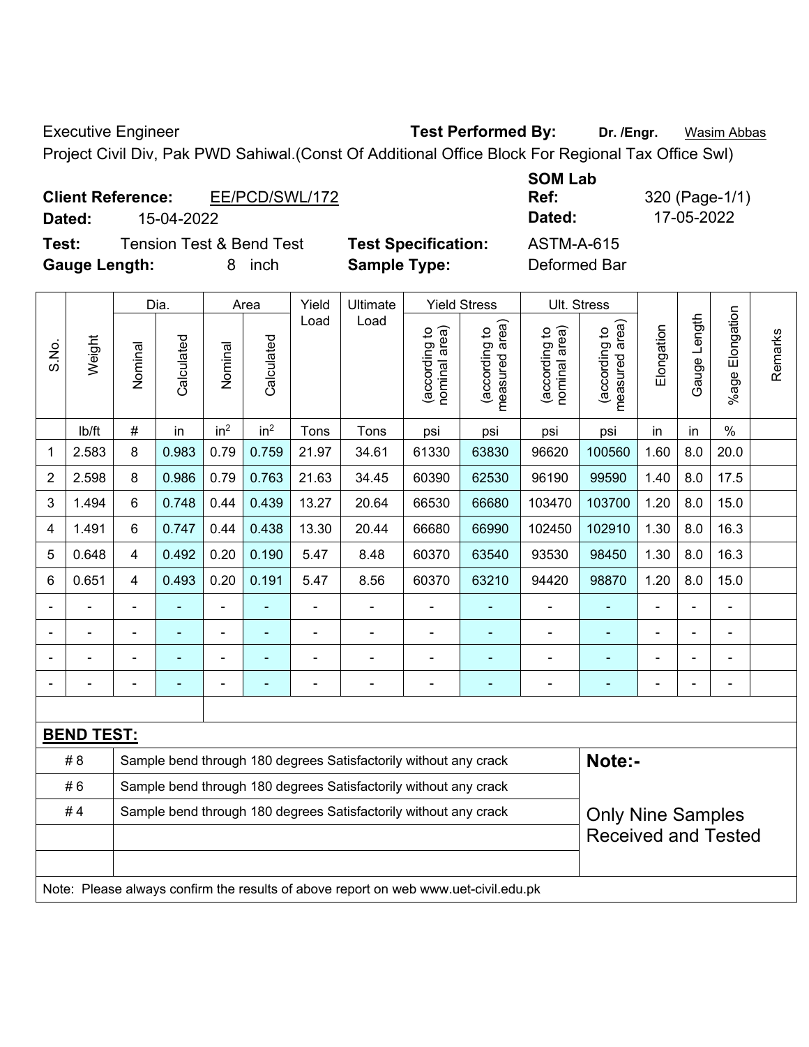Executive Engineer **Test Performed By:** **Dr. /Engr.** Wasim Abbas

Project Civil Div, Pak PWD Sahiwal.(Const Of Additional Office Block For Regional Tax Office Swl)

**Client Reference:** EE/PCD/SWL/172

**Dated:** 15-04-2022

**SOM Lab Ref:** 320 (Page-1/1)

**Dated:** 17-05-2022

**Test:** Tension Test & Bend Test **Test Specification:** ASTM-A-615

**Gauge Length:** 8 inch **Sample Type:** Deformed Bar

| S.No. | Weight | Dia. | | Area | | Yield Load | Ultimate Load | Yield Stress | | Ult. Stress | | Elongation | Gauge Length | %age Elongation | Remarks |
|---|---|---|---|---|---|---|---|---|---|---|---|---|---|---|---|
| | | Nominal | Calculated | Nominal | Calculated | | | (according to nominal area) | (according to measured area) | (according to nominal area) | (according to measured area) | | | | |
| | lb/ft | # | in | $in^2$ | $in^2$ | Tons | Tons | psi | psi | psi | psi | in | in | % | |
| 1 | 2.583 | 8 | 0.983 | 0.79 | 0.759 | 21.97 | 34.61 | 61330 | 63830 | 96620 | 100560 | 1.60 | 8.0 | 20.0 | |
| 2 | 2.598 | 8 | 0.986 | 0.79 | 0.763 | 21.63 | 34.45 | 60390 | 62530 | 96190 | 99590 | 1.40 | 8.0 | 17.5 | |
| 3 | 1.494 | 6 | 0.748 | 0.44 | 0.439 | 13.27 | 20.64 | 66530 | 66680 | 103470 | 103700 | 1.20 | 8.0 | 15.0 | |
| 4 | 1.491 | 6 | 0.747 | 0.44 | 0.438 | 13.30 | 20.44 | 66680 | 66990 | 102450 | 102910 | 1.30 | 8.0 | 16.3 | |
| 5 | 0.648 | 4 | 0.492 | 0.20 | 0.190 | 5.47 | 8.48 | 60370 | 63540 | 93530 | 98450 | 1.30 | 8.0 | 16.3 | |
| 6 | 0.651 | 4 | 0.493 | 0.20 | 0.191 | 5.47 | 8.56 | 60370 | 63210 | 94420 | 98870 | 1.20 | 8.0 | 15.0 | |
| - | - | - | - | - | - | - | - | - | - | - | - | - | - | - | |
| - | - | - | - | - | - | - | - | - | - | - | - | - | - | - | |
| - | - | - | - | - | - | - | - | - | - | - | - | - | - | - | |
| - | - | - | - | - | - | - | - | - | - | - | - | - | - | - | |

**BEND TEST:**

| | | |
|---|---|---|
| # 8 | Sample bend through 180 degrees Satisfactorily without any crack | **Note:-** |
| # 6 | Sample bend through 180 degrees Satisfactorily without any crack | |
| # 4 | Sample bend through 180 degrees Satisfactorily without any crack | Only Nine Samples Received and Tested |

Note: Please always confirm the results of above report on web www.uet-civil.edu.pk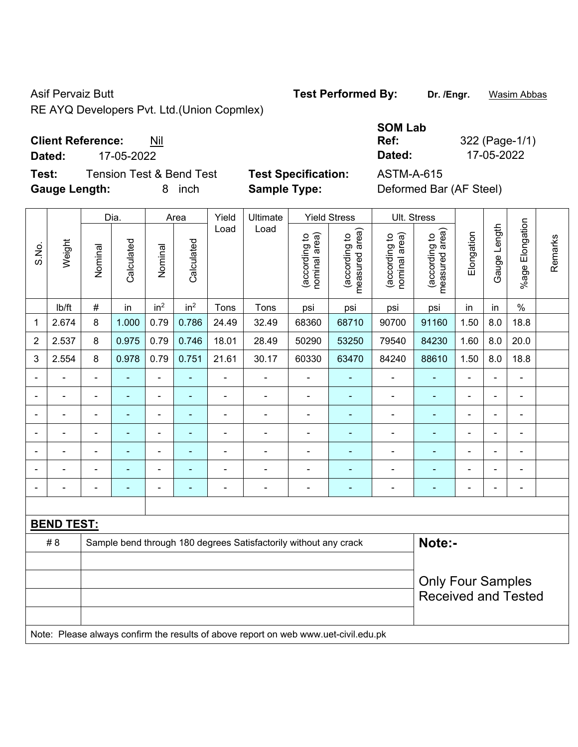Asif Pervaiz Butt

RE AYQ Developers Pvt. Ltd.(Union Copmlex)

**Test Performed By:** **Dr. /Engr.** Wasim Abbas

**Client Reference:** Nil

**Dated:** 17-05-2022

**SOM Lab Ref:** 322 (Page-1/1)

**Dated:** 17-05-2022

**Test:** Tension Test & Bend Test

**Test Specification:** ASTM-A-615

**Gauge Length:** 8 inch

**Sample Type:** Deformed Bar (AF Steel)

| S.No. | Weight | Dia. | | Area | | Yield Load | Ultimate Load | Yield Stress | | Ult. Stress | | Elongation | Gauge Length | %age Elongation | Remarks |
|---|---|---|---|---|---|---|---|---|---|---|---|---|---|---|---|
| | | Nominal | Calculated | Nominal | Calculated | | | (according to nominal area) | (according to measured area) | (according to nominal area) | (according to measured area) | | | | |
| | lb/ft | # | in | $in^2$ | $in^2$ | Tons | Tons | psi | psi | psi | psi | in | in | % | |
| 1 | 2.674 | 8 | 1.000 | 0.79 | 0.786 | 24.49 | 32.49 | 68360 | 68710 | 90700 | 91160 | 1.50 | 8.0 | 18.8 | |
| 2 | 2.537 | 8 | 0.975 | 0.79 | 0.746 | 18.01 | 28.49 | 50290 | 53250 | 79540 | 84230 | 1.60 | 8.0 | 20.0 | |
| 3 | 2.554 | 8 | 0.978 | 0.79 | 0.751 | 21.61 | 30.17 | 60330 | 63470 | 84240 | 88610 | 1.50 | 8.0 | 18.8 | |
| - | - | - | - | - | - | - | - | - | - | - | - | - | - | - | |
| - | - | - | - | - | - | - | - | - | - | - | - | - | - | - | |
| - | - | - | - | - | - | - | - | - | - | - | - | - | - | - | |
| - | - | - | - | - | - | - | - | - | - | - | - | - | - | - | |
| - | - | - | - | - | - | - | - | - | - | - | - | - | - | - | |
| - | - | - | - | - | - | - | - | - | - | - | - | - | - | - | |
| - | - | - | - | - | - | - | - | - | - | - | - | - | - | - | |

**BEND TEST:**

| | | |
|---|---|---|
| # 8 | Sample bend through 180 degrees Satisfactorily without any crack | **Note:-** |
| | | Only Four Samples Received and Tested |

Note: Please always confirm the results of above report on web www.uet-civil.edu.pk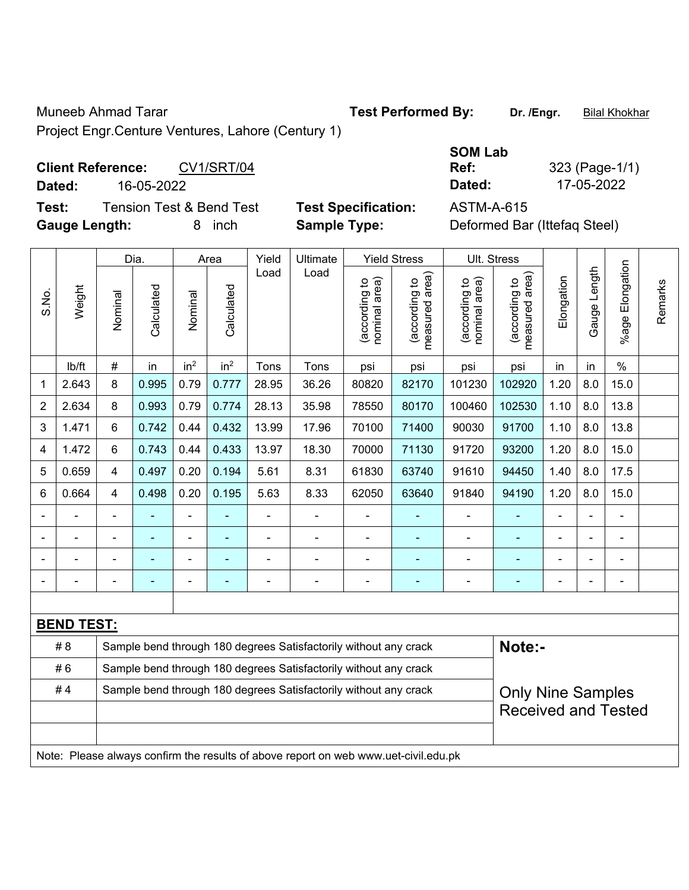Muneeb Ahmad Tarar
Project Engr.Centure Ventures, Lahore (Century 1)

**Test Performed By:** Dr. /Engr. Bilal Khokhar

**Client Reference:** CV1/SRT/04
**Dated:** 16-05-2022

**SOM Lab Ref:** 323 (Page-1/1)
**Dated:** 17-05-2022

**Test:** Tension Test & Bend Test
**Gauge Length:** 8 inch

**Test Specification:** ASTM-A-615
**Sample Type:** Deformed Bar (Ittefaq Steel)

| S.No. | Weight | Dia. | | Area | | Yield Load | Ultimate Load | Yield Stress | | Ult. Stress | | Elongation | Gauge Length | %age Elongation | Remarks |
|---|---|---|---|---|---|---|---|---|---|---|---|---|---|---|---|
| | | Nominal | Calculated | Nominal | Calculated | | | (according to nominal area) | (according to measured area) | (according to nominal area) | (according to measured area) | | | | |
| | lb/ft | # | in | in$^2$ | in$^2$ | Tons | Tons | psi | psi | psi | psi | in | in | % | |
| 1 | 2.643 | 8 | 0.995 | 0.79 | 0.777 | 28.95 | 36.26 | 80820 | 82170 | 101230 | 102920 | 1.20 | 8.0 | 15.0 | |
| 2 | 2.634 | 8 | 0.993 | 0.79 | 0.774 | 28.13 | 35.98 | 78550 | 80170 | 100460 | 102530 | 1.10 | 8.0 | 13.8 | |
| 3 | 1.471 | 6 | 0.742 | 0.44 | 0.432 | 13.99 | 17.96 | 70100 | 71400 | 90030 | 91700 | 1.10 | 8.0 | 13.8 | |
| 4 | 1.472 | 6 | 0.743 | 0.44 | 0.433 | 13.97 | 18.30 | 70000 | 71130 | 91720 | 93200 | 1.20 | 8.0 | 15.0 | |
| 5 | 0.659 | 4 | 0.497 | 0.20 | 0.194 | 5.61 | 8.31 | 61830 | 63740 | 91610 | 94450 | 1.40 | 8.0 | 17.5 | |
| 6 | 0.664 | 4 | 0.498 | 0.20 | 0.195 | 5.63 | 8.33 | 62050 | 63640 | 91840 | 94190 | 1.20 | 8.0 | 15.0 | |
| - | - | - | - | - | - | - | - | - | - | - | - | - | - | - | |
| - | - | - | - | - | - | - | - | - | - | - | - | - | - | - | |
| - | - | - | - | - | - | - | - | - | - | - | - | - | - | - | |
| - | - | - | - | - | - | - | - | - | - | - | - | - | - | - | |

**BEND TEST:**

| | |
|---|---|
| # 8 | Sample bend through 180 degrees Satisfactorily without any crack |
| # 6 | Sample bend through 180 degrees Satisfactorily without any crack |
| # 4 | Sample bend through 180 degrees Satisfactorily without any crack |

**Note:-**

Only Nine Samples Received and Tested

Note: Please always confirm the results of above report on web www.uet-civil.edu.pk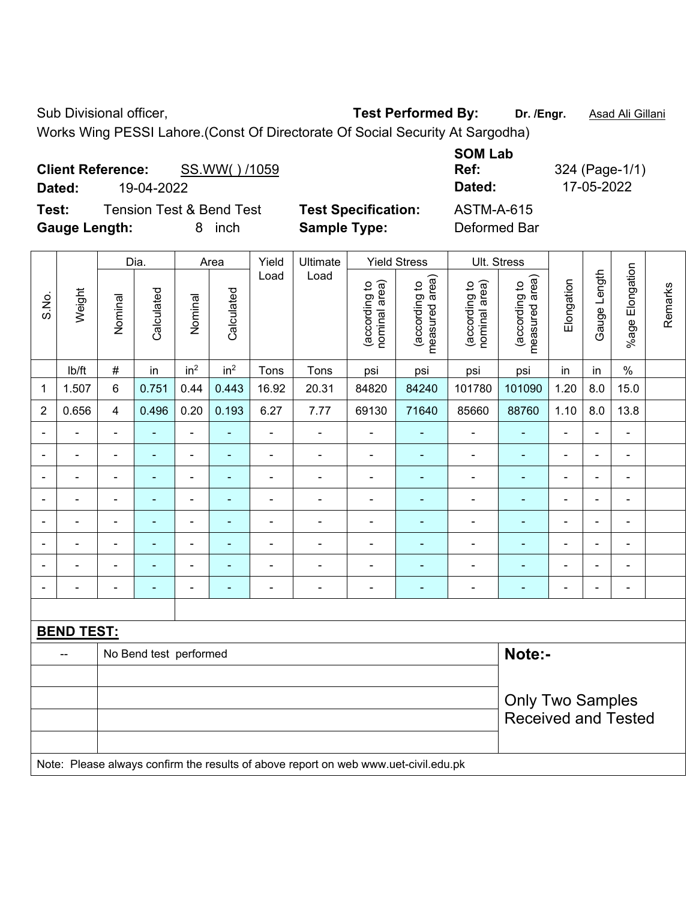Sub Divisional officer, **Test Performed By:** **Dr. /Engr.** Asad Ali Gillani

Works Wing PESSI Lahore.(Const Of Directorate Of Social Security At Sargodha)

**Client Reference:** SS.WW( ) /1059 **SOM Lab Ref:** 324 (Page-1/1)

**Dated:** 19-04-2022 **Dated:** 17-05-2022

**Test:** Tension Test & Bend Test **Test Specification:** ASTM-A-615

**Gauge Length:** 8 inch **Sample Type:** Deformed Bar

| S.No. | Weight | Dia. | | Area | | Yield Load | Ultimate Load | Yield Stress | | Ult. Stress | | Elongation | Gauge Length | %age Elongation | Remarks |
|---|---|---|---|---|---|---|---|---|---|---|---|---|---|---|---|
| | | Nominal | Calculated | Nominal | Calculated | | | (according to nominal area) | (according to measured area) | (according to nominal area) | (according to measured area) | | | | |
| | lb/ft | # | in | in$^2$ | in$^2$ | Tons | Tons | psi | psi | psi | psi | in | in | % | |
| 1 | 1.507 | 6 | 0.751 | 0.44 | 0.443 | 16.92 | 20.31 | 84820 | 84240 | 101780 | 101090 | 1.20 | 8.0 | 15.0 | |
| 2 | 0.656 | 4 | 0.496 | 0.20 | 0.193 | 6.27 | 7.77 | 69130 | 71640 | 85660 | 88760 | 1.10 | 8.0 | 13.8 | |
| - | - | - | - | - | - | - | - | - | - | - | - | - | - | - | |
| - | - | - | - | - | - | - | - | - | - | - | - | - | - | - | |
| - | - | - | - | - | - | - | - | - | - | - | - | - | - | - | |
| - | - | - | - | - | - | - | - | - | - | - | - | - | - | - | |
| - | - | - | - | - | - | - | - | - | - | - | - | - | - | - | |
| - | - | - | - | - | - | - | - | - | - | - | - | - | - | - | |
| - | - | - | - | - | - | - | - | - | - | - | - | - | - | - | |
| - | - | - | - | - | - | - | - | - | - | - | - | - | - | - | |

**BEND TEST:**

| | | |
|---|---|---|
| -- | No Bend test performed | **Note:-** Only Two Samples Received and Tested |

Note: Please always confirm the results of above report on web www.uet-civil.edu.pk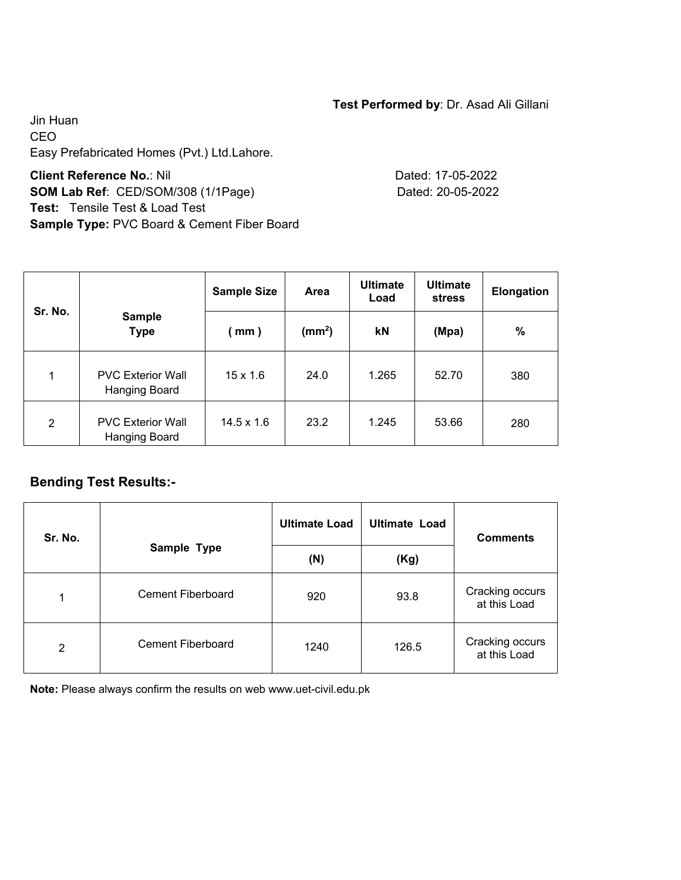**Test Performed by**: Dr. Asad Ali Gillani

Jin Huan
CEO
Easy Prefabricated Homes (Pvt.) Ltd.Lahore.

**Client Reference No.**: Nil Dated: 17-05-2022
**SOM Lab Ref**: CED/SOM/308 (1/1Page) Dated: 20-05-2022
**Test:** Tensile Test & Load Test
**Sample Type:** PVC Board & Cement Fiber Board

| Sr. No. | Sample Type | Sample Size | Area | Ultimate Load | Ultimate stress | Elongation |
|---|---|---|---|---|---|---|
| | | ( mm ) | ($mm^2$) | kN | (Mpa) | % |
| 1 | PVC Exterior Wall Hanging Board | 15 x 1.6 | 24.0 | 1.265 | 52.70 | 380 |
| 2 | PVC Exterior Wall Hanging Board | 14.5 x 1.6 | 23.2 | 1.245 | 53.66 | 280 |

## Bending Test Results:-

| Sr. No. | Sample Type | Ultimate Load | Ultimate Load | Comments |
|---|---|---|---|---|
| | | (N) | (Kg) | |
| 1 | Cement Fiberboard | 920 | 93.8 | Cracking occurs at this Load |
| 2 | Cement Fiberboard | 1240 | 126.5 | Cracking occurs at this Load |

**Note:** Please always confirm the results on web www.uet-civil.edu.pk